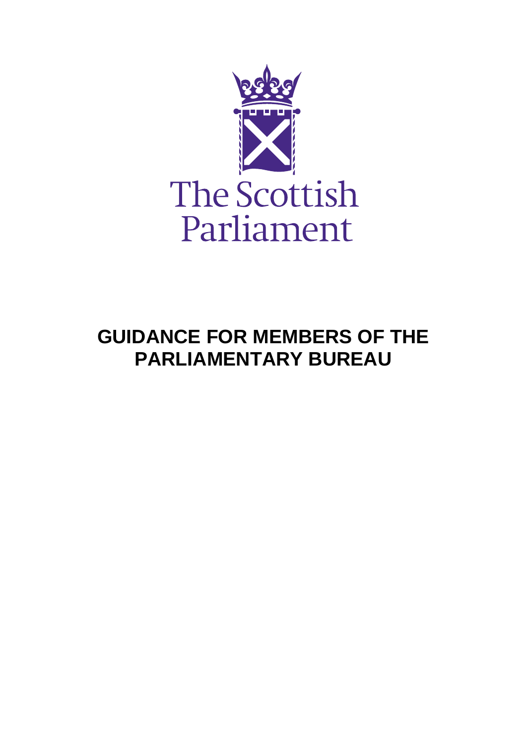The Scottish Parliament

# GUIDANCE FOR MEMBERS OF THE PARLIAMENTARY BUREAU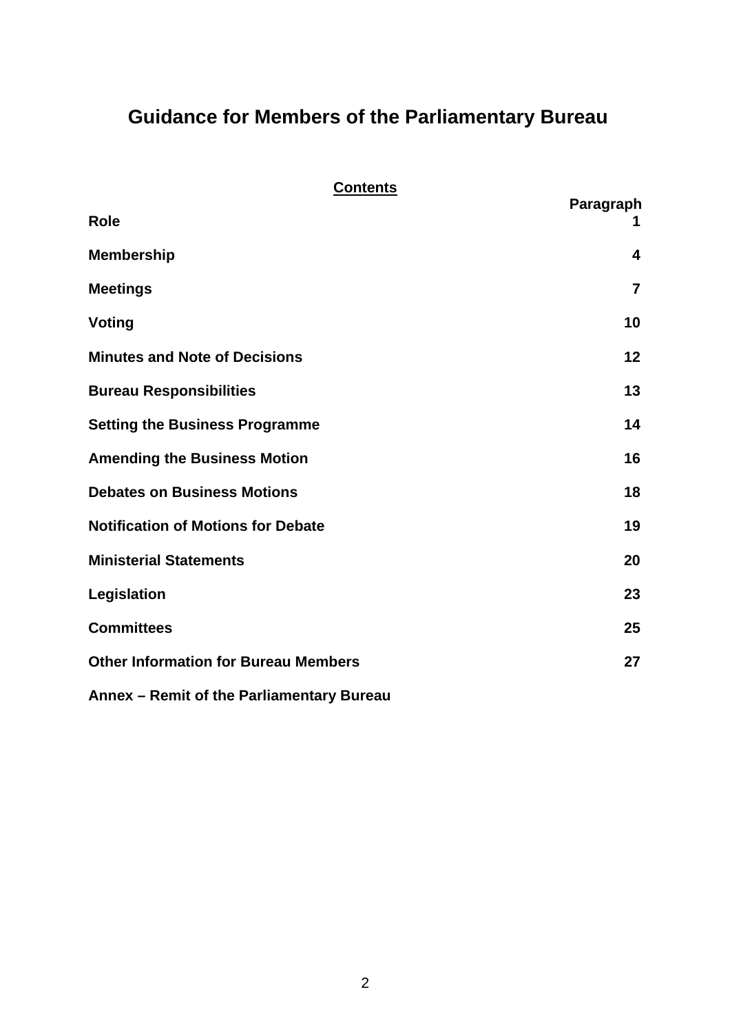# Guidance for Members of the Parliamentary Bureau

**Contents**

| | Paragraph |
|---|---|
| **Role** | **1** |
| **Membership** | **4** |
| **Meetings** | **7** |
| **Voting** | **10** |
| **Minutes and Note of Decisions** | **12** |
| **Bureau Responsibilities** | **13** |
| **Setting the Business Programme** | **14** |
| **Amending the Business Motion** | **16** |
| **Debates on Business Motions** | **18** |
| **Notification of Motions for Debate** | **19** |
| **Ministerial Statements** | **20** |
| **Legislation** | **23** |
| **Committees** | **25** |
| **Other Information for Bureau Members** | **27** |
| **Annex – Remit of the Parliamentary Bureau** | |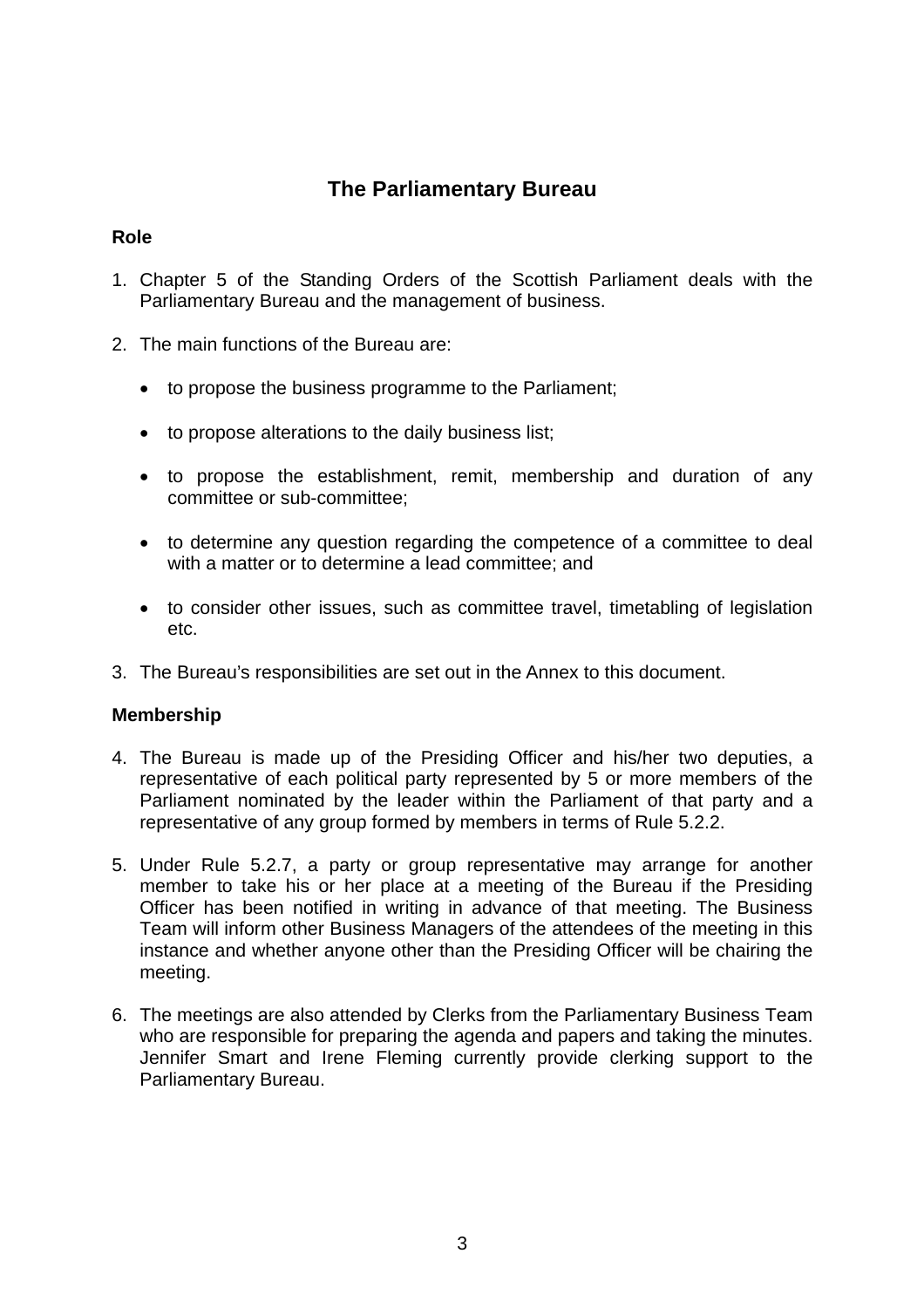# The Parliamentary Bureau

## Role

1. Chapter 5 of the Standing Orders of the Scottish Parliament deals with the Parliamentary Bureau and the management of business.

2. The main functions of the Bureau are:

   - to propose the business programme to the Parliament;
   - to propose alterations to the daily business list;
   - to propose the establishment, remit, membership and duration of any committee or sub-committee;
   - to determine any question regarding the competence of a committee to deal with a matter or to determine a lead committee; and
   - to consider other issues, such as committee travel, timetabling of legislation etc.

3. The Bureau's responsibilities are set out in the Annex to this document.

## Membership

4. The Bureau is made up of the Presiding Officer and his/her two deputies, a representative of each political party represented by 5 or more members of the Parliament nominated by the leader within the Parliament of that party and a representative of any group formed by members in terms of Rule 5.2.2.

5. Under Rule 5.2.7, a party or group representative may arrange for another member to take his or her place at a meeting of the Bureau if the Presiding Officer has been notified in writing in advance of that meeting. The Business Team will inform other Business Managers of the attendees of the meeting in this instance and whether anyone other than the Presiding Officer will be chairing the meeting.

6. The meetings are also attended by Clerks from the Parliamentary Business Team who are responsible for preparing the agenda and papers and taking the minutes. Jennifer Smart and Irene Fleming currently provide clerking support to the Parliamentary Bureau.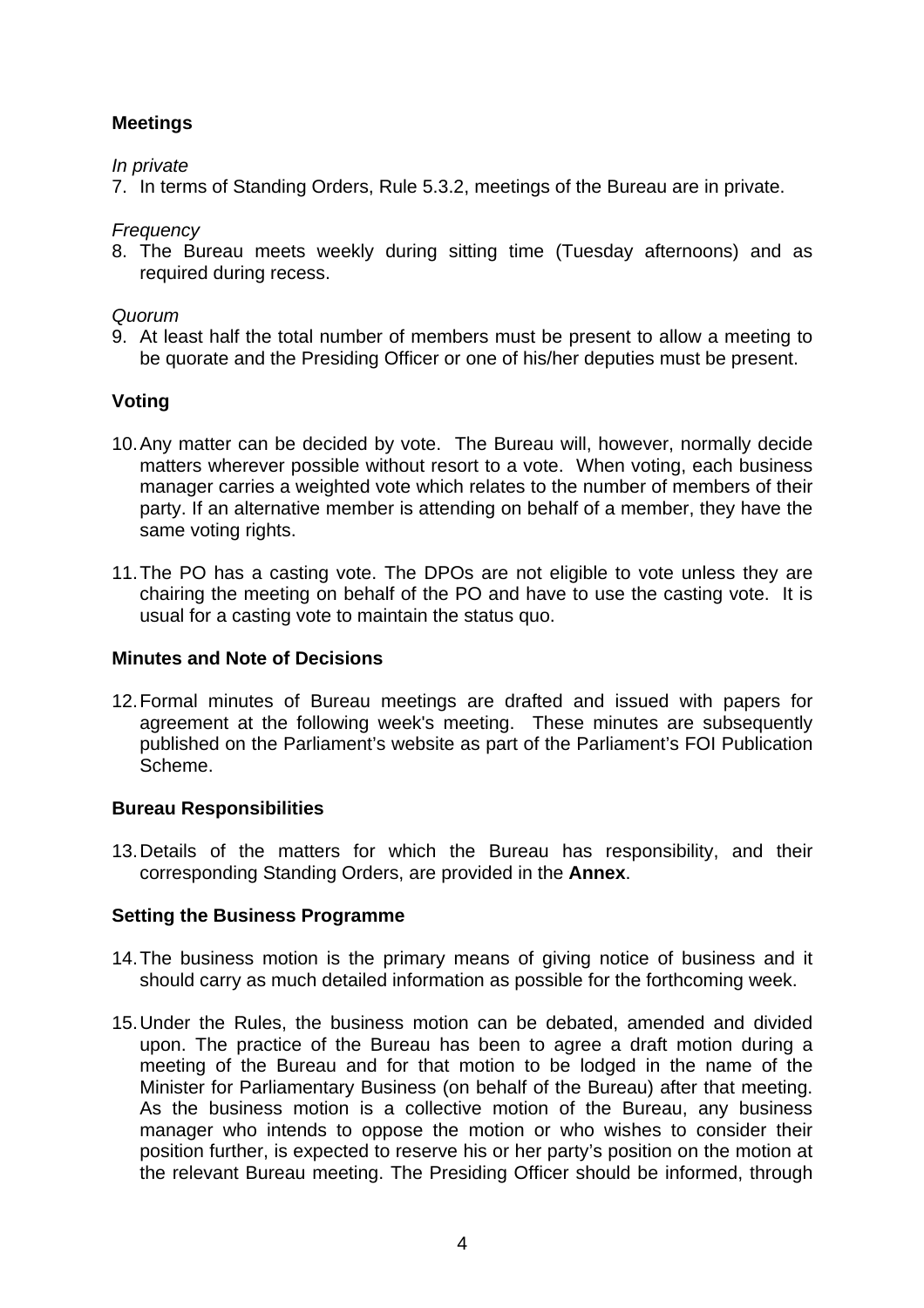**Meetings**

*In private*

7. In terms of Standing Orders, Rule 5.3.2, meetings of the Bureau are in private.

*Frequency*

8. The Bureau meets weekly during sitting time (Tuesday afternoons) and as required during recess.

*Quorum*

9. At least half the total number of members must be present to allow a meeting to be quorate and the Presiding Officer or one of his/her deputies must be present.

**Voting**

10. Any matter can be decided by vote. The Bureau will, however, normally decide matters wherever possible without resort to a vote. When voting, each business manager carries a weighted vote which relates to the number of members of their party. If an alternative member is attending on behalf of a member, they have the same voting rights.

11. The PO has a casting vote. The DPOs are not eligible to vote unless they are chairing the meeting on behalf of the PO and have to use the casting vote. It is usual for a casting vote to maintain the status quo.

**Minutes and Note of Decisions**

12. Formal minutes of Bureau meetings are drafted and issued with papers for agreement at the following week's meeting. These minutes are subsequently published on the Parliament's website as part of the Parliament's FOI Publication Scheme.

**Bureau Responsibilities**

13. Details of the matters for which the Bureau has responsibility, and their corresponding Standing Orders, are provided in the **Annex**.

**Setting the Business Programme**

14. The business motion is the primary means of giving notice of business and it should carry as much detailed information as possible for the forthcoming week.

15. Under the Rules, the business motion can be debated, amended and divided upon. The practice of the Bureau has been to agree a draft motion during a meeting of the Bureau and for that motion to be lodged in the name of the Minister for Parliamentary Business (on behalf of the Bureau) after that meeting. As the business motion is a collective motion of the Bureau, any business manager who intends to oppose the motion or who wishes to consider their position further, is expected to reserve his or her party's position on the motion at the relevant Bureau meeting. The Presiding Officer should be informed, through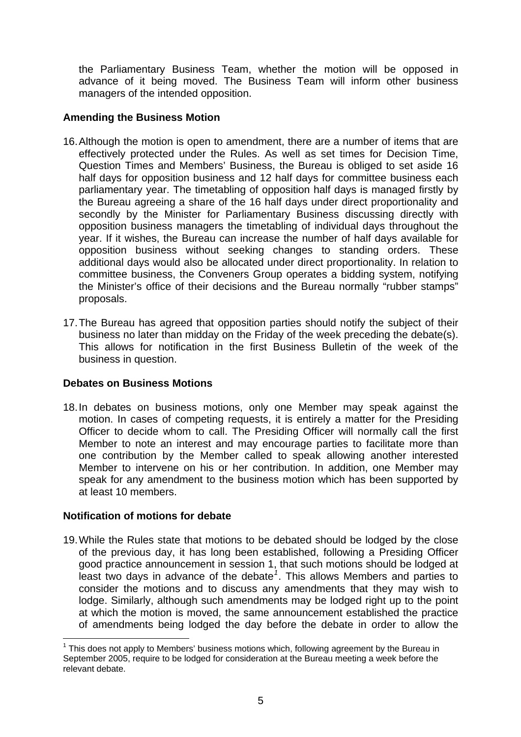the Parliamentary Business Team, whether the motion will be opposed in advance of it being moved. The Business Team will inform other business managers of the intended opposition.

**Amending the Business Motion**

16. Although the motion is open to amendment, there are a number of items that are effectively protected under the Rules. As well as set times for Decision Time, Question Times and Members' Business, the Bureau is obliged to set aside 16 half days for opposition business and 12 half days for committee business each parliamentary year. The timetabling of opposition half days is managed firstly by the Bureau agreeing a share of the 16 half days under direct proportionality and secondly by the Minister for Parliamentary Business discussing directly with opposition business managers the timetabling of individual days throughout the year. If it wishes, the Bureau can increase the number of half days available for opposition business without seeking changes to standing orders. These additional days would also be allocated under direct proportionality. In relation to committee business, the Conveners Group operates a bidding system, notifying the Minister's office of their decisions and the Bureau normally "rubber stamps" proposals.

17. The Bureau has agreed that opposition parties should notify the subject of their business no later than midday on the Friday of the week preceding the debate(s). This allows for notification in the first Business Bulletin of the week of the business in question.

**Debates on Business Motions**

18. In debates on business motions, only one Member may speak against the motion. In cases of competing requests, it is entirely a matter for the Presiding Officer to decide whom to call. The Presiding Officer will normally call the first Member to note an interest and may encourage parties to facilitate more than one contribution by the Member called to speak allowing another interested Member to intervene on his or her contribution. In addition, one Member may speak for any amendment to the business motion which has been supported by at least 10 members.

**Notification of motions for debate**

19. While the Rules state that motions to be debated should be lodged by the close of the previous day, it has long been established, following a Presiding Officer good practice announcement in session 1, that such motions should be lodged at least two days in advance of the debate[1]. This allows Members and parties to consider the motions and to discuss any amendments that they may wish to lodge. Similarly, although such amendments may be lodged right up to the point at which the motion is moved, the same announcement established the practice of amendments being lodged the day before the debate in order to allow the

[1] This does not apply to Members' business motions which, following agreement by the Bureau in September 2005, require to be lodged for consideration at the Bureau meeting a week before the relevant debate.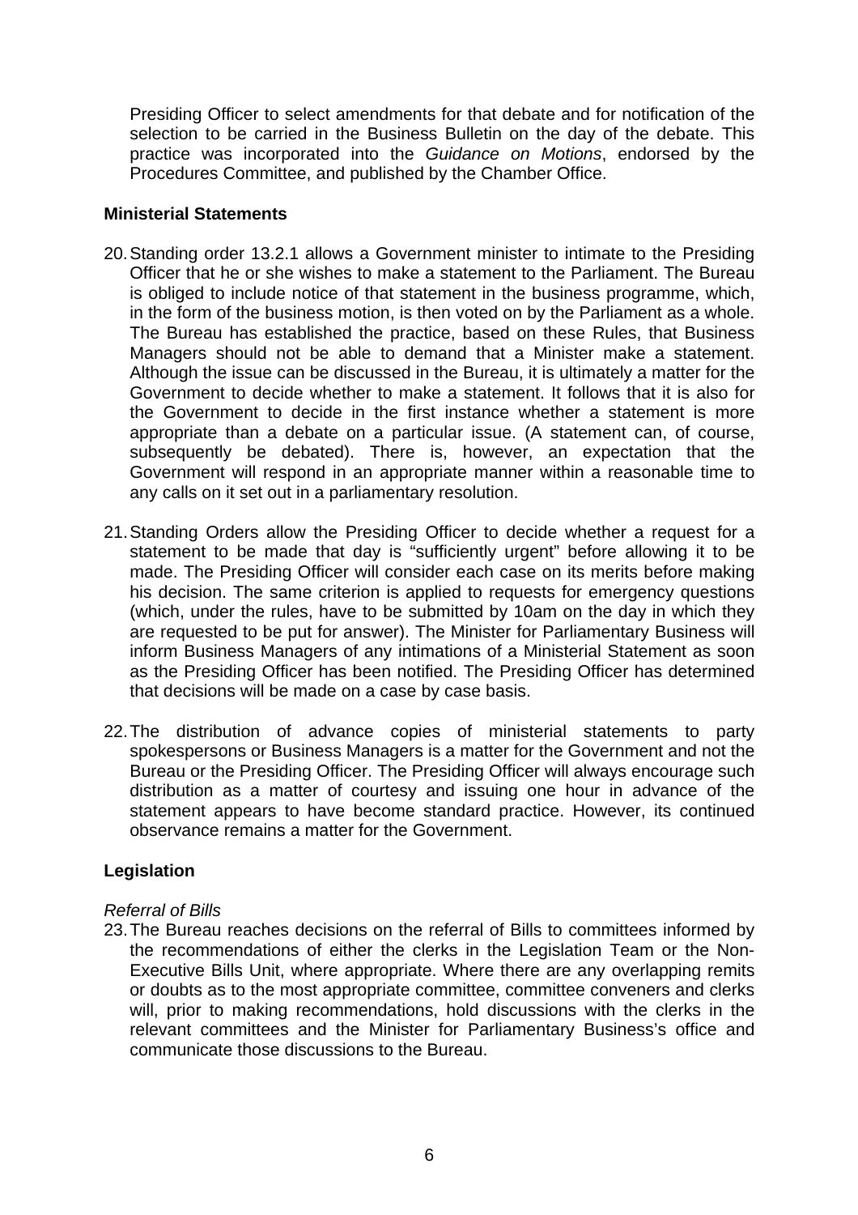Presiding Officer to select amendments for that debate and for notification of the selection to be carried in the Business Bulletin on the day of the debate. This practice was incorporated into the *Guidance on Motions*, endorsed by the Procedures Committee, and published by the Chamber Office.

**Ministerial Statements**

20. Standing order 13.2.1 allows a Government minister to intimate to the Presiding Officer that he or she wishes to make a statement to the Parliament. The Bureau is obliged to include notice of that statement in the business programme, which, in the form of the business motion, is then voted on by the Parliament as a whole. The Bureau has established the practice, based on these Rules, that Business Managers should not be able to demand that a Minister make a statement. Although the issue can be discussed in the Bureau, it is ultimately a matter for the Government to decide whether to make a statement. It follows that it is also for the Government to decide in the first instance whether a statement is more appropriate than a debate on a particular issue. (A statement can, of course, subsequently be debated). There is, however, an expectation that the Government will respond in an appropriate manner within a reasonable time to any calls on it set out in a parliamentary resolution.

21. Standing Orders allow the Presiding Officer to decide whether a request for a statement to be made that day is "sufficiently urgent" before allowing it to be made. The Presiding Officer will consider each case on its merits before making his decision. The same criterion is applied to requests for emergency questions (which, under the rules, have to be submitted by 10am on the day in which they are requested to be put for answer). The Minister for Parliamentary Business will inform Business Managers of any intimations of a Ministerial Statement as soon as the Presiding Officer has been notified. The Presiding Officer has determined that decisions will be made on a case by case basis.

22. The distribution of advance copies of ministerial statements to party spokespersons or Business Managers is a matter for the Government and not the Bureau or the Presiding Officer. The Presiding Officer will always encourage such distribution as a matter of courtesy and issuing one hour in advance of the statement appears to have become standard practice. However, its continued observance remains a matter for the Government.

**Legislation**

*Referral of Bills*

23. The Bureau reaches decisions on the referral of Bills to committees informed by the recommendations of either the clerks in the Legislation Team or the Non-Executive Bills Unit, where appropriate. Where there are any overlapping remits or doubts as to the most appropriate committee, committee conveners and clerks will, prior to making recommendations, hold discussions with the clerks in the relevant committees and the Minister for Parliamentary Business's office and communicate those discussions to the Bureau.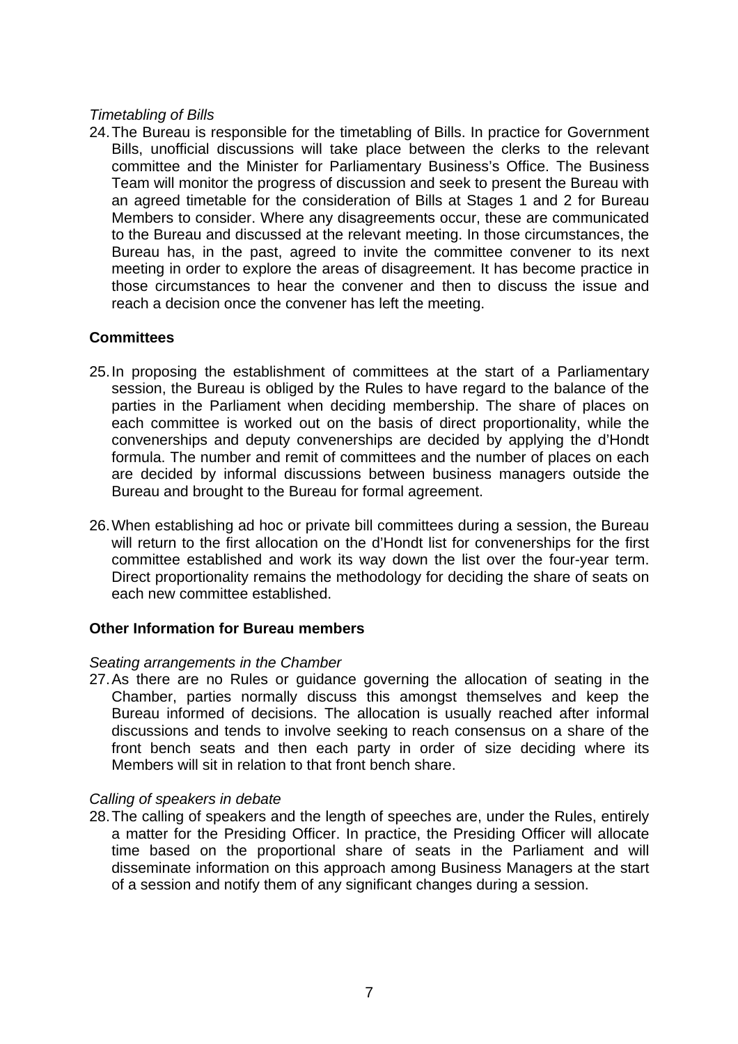*Timetabling of Bills*

24. The Bureau is responsible for the timetabling of Bills. In practice for Government Bills, unofficial discussions will take place between the clerks to the relevant committee and the Minister for Parliamentary Business's Office. The Business Team will monitor the progress of discussion and seek to present the Bureau with an agreed timetable for the consideration of Bills at Stages 1 and 2 for Bureau Members to consider. Where any disagreements occur, these are communicated to the Bureau and discussed at the relevant meeting. In those circumstances, the Bureau has, in the past, agreed to invite the committee convener to its next meeting in order to explore the areas of disagreement. It has become practice in those circumstances to hear the convener and then to discuss the issue and reach a decision once the convener has left the meeting.

**Committees**

25. In proposing the establishment of committees at the start of a Parliamentary session, the Bureau is obliged by the Rules to have regard to the balance of the parties in the Parliament when deciding membership. The share of places on each committee is worked out on the basis of direct proportionality, while the converenerships and deputy converenerships are decided by applying the d'Hondt formula. The number and remit of committees and the number of places on each are decided by informal discussions between business managers outside the Bureau and brought to the Bureau for formal agreement.

26. When establishing ad hoc or private bill committees during a session, the Bureau will return to the first allocation on the d'Hondt list for converenerships for the first committee established and work its way down the list over the four-year term. Direct proportionality remains the methodology for deciding the share of seats on each new committee established.

**Other Information for Bureau members**

*Seating arrangements in the Chamber*

27. As there are no Rules or guidance governing the allocation of seating in the Chamber, parties normally discuss this amongst themselves and keep the Bureau informed of decisions. The allocation is usually reached after informal discussions and tends to involve seeking to reach consensus on a share of the front bench seats and then each party in order of size deciding where its Members will sit in relation to that front bench share.

*Calling of speakers in debate*

28. The calling of speakers and the length of speeches are, under the Rules, entirely a matter for the Presiding Officer. In practice, the Presiding Officer will allocate time based on the proportional share of seats in the Parliament and will disseminate information on this approach among Business Managers at the start of a session and notify them of any significant changes during a session.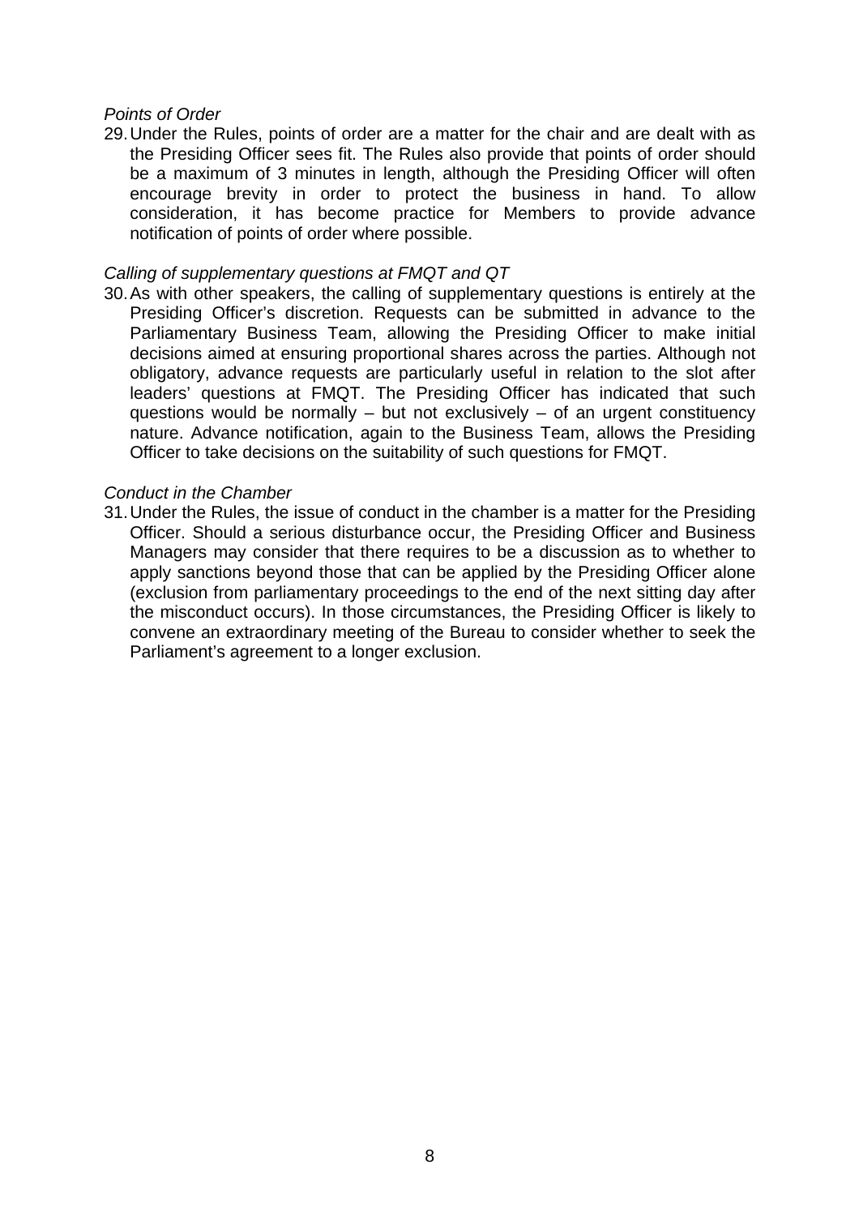*Points of Order*

29. Under the Rules, points of order are a matter for the chair and are dealt with as the Presiding Officer sees fit. The Rules also provide that points of order should be a maximum of 3 minutes in length, although the Presiding Officer will often encourage brevity in order to protect the business in hand. To allow consideration, it has become practice for Members to provide advance notification of points of order where possible.

*Calling of supplementary questions at FMQT and QT*

30. As with other speakers, the calling of supplementary questions is entirely at the Presiding Officer's discretion. Requests can be submitted in advance to the Parliamentary Business Team, allowing the Presiding Officer to make initial decisions aimed at ensuring proportional shares across the parties. Although not obligatory, advance requests are particularly useful in relation to the slot after leaders' questions at FMQT. The Presiding Officer has indicated that such questions would be normally – but not exclusively – of an urgent constituency nature. Advance notification, again to the Business Team, allows the Presiding Officer to take decisions on the suitability of such questions for FMQT.

*Conduct in the Chamber*

31. Under the Rules, the issue of conduct in the chamber is a matter for the Presiding Officer. Should a serious disturbance occur, the Presiding Officer and Business Managers may consider that there requires to be a discussion as to whether to apply sanctions beyond those that can be applied by the Presiding Officer alone (exclusion from parliamentary proceedings to the end of the next sitting day after the misconduct occurs). In those circumstances, the Presiding Officer is likely to convene an extraordinary meeting of the Bureau to consider whether to seek the Parliament's agreement to a longer exclusion.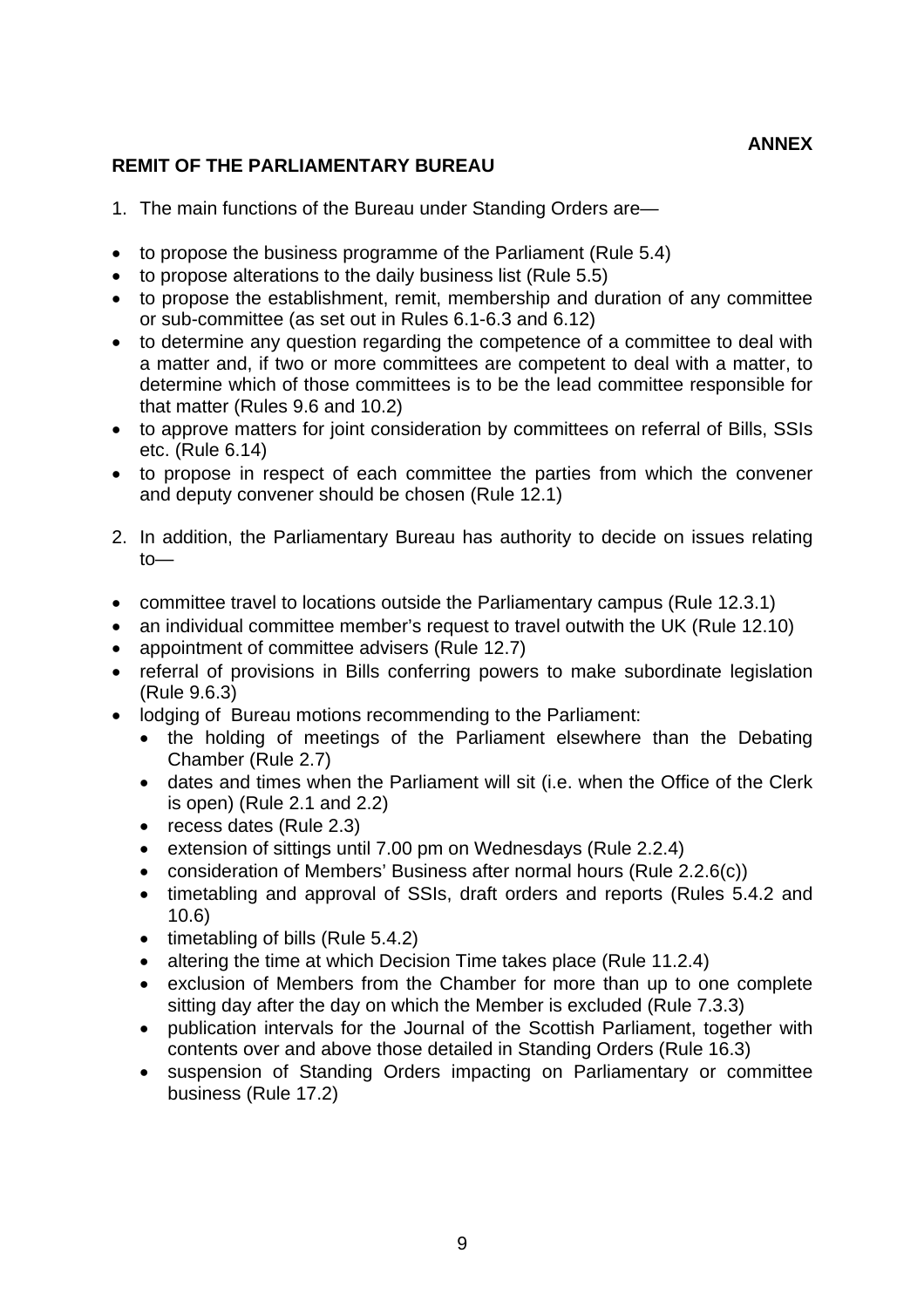**ANNEX**

## REMIT OF THE PARLIAMENTARY BUREAU

1. The main functions of the Bureau under Standing Orders are—

- to propose the business programme of the Parliament (Rule 5.4)
- to propose alterations to the daily business list (Rule 5.5)
- to propose the establishment, remit, membership and duration of any committee or sub-committee (as set out in Rules 6.1-6.3 and 6.12)
- to determine any question regarding the competence of a committee to deal with a matter and, if two or more committees are competent to deal with a matter, to determine which of those committees is to be the lead committee responsible for that matter (Rules 9.6 and 10.2)
- to approve matters for joint consideration by committees on referral of Bills, SSIs etc. (Rule 6.14)
- to propose in respect of each committee the parties from which the convener and deputy convener should be chosen (Rule 12.1)

2. In addition, the Parliamentary Bureau has authority to decide on issues relating to—

- committee travel to locations outside the Parliamentary campus (Rule 12.3.1)
- an individual committee member's request to travel outwith the UK (Rule 12.10)
- appointment of committee advisers (Rule 12.7)
- referral of provisions in Bills conferring powers to make subordinate legislation (Rule 9.6.3)
- lodging of Bureau motions recommending to the Parliament:
  - the holding of meetings of the Parliament elsewhere than the Debating Chamber (Rule 2.7)
  - dates and times when the Parliament will sit (i.e. when the Office of the Clerk is open) (Rule 2.1 and 2.2)
  - recess dates (Rule 2.3)
  - extension of sittings until 7.00 pm on Wednesdays (Rule 2.2.4)
  - consideration of Members' Business after normal hours (Rule 2.2.6(c))
  - timetabling and approval of SSIs, draft orders and reports (Rules 5.4.2 and 10.6)
  - timetabling of bills (Rule 5.4.2)
  - altering the time at which Decision Time takes place (Rule 11.2.4)
  - exclusion of Members from the Chamber for more than up to one complete sitting day after the day on which the Member is excluded (Rule 7.3.3)
  - publication intervals for the Journal of the Scottish Parliament, together with contents over and above those detailed in Standing Orders (Rule 16.3)
  - suspension of Standing Orders impacting on Parliamentary or committee business (Rule 17.2)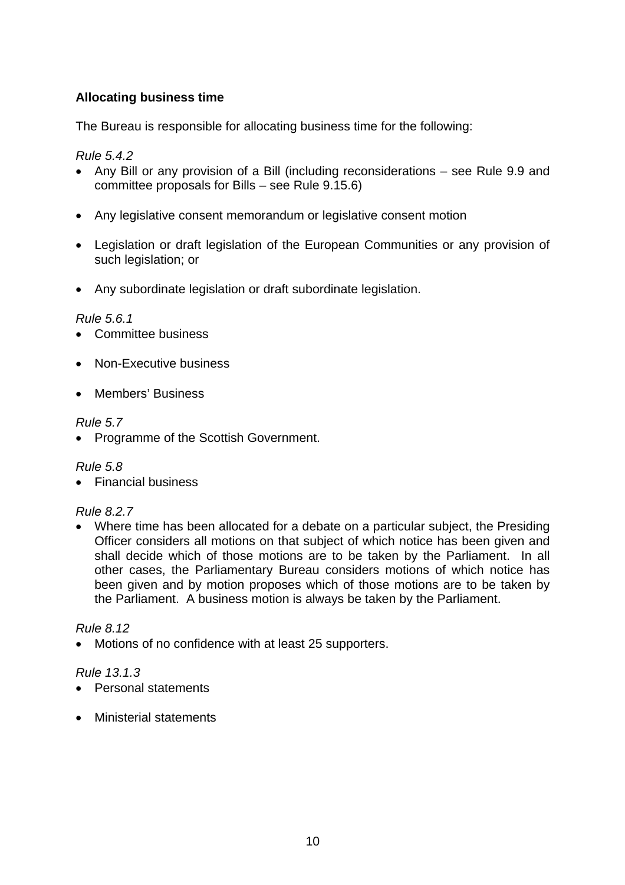**Allocating business time**

The Bureau is responsible for allocating business time for the following:

*Rule 5.4.2*

- Any Bill or any provision of a Bill (including reconsiderations – see Rule 9.9 and committee proposals for Bills – see Rule 9.15.6)
- Any legislative consent memorandum or legislative consent motion
- Legislation or draft legislation of the European Communities or any provision of such legislation; or
- Any subordinate legislation or draft subordinate legislation.

*Rule 5.6.1*

- Committee business
- Non-Executive business
- Members' Business

*Rule 5.7*

- Programme of the Scottish Government.

*Rule 5.8*

- Financial business

*Rule 8.2.7*

- Where time has been allocated for a debate on a particular subject, the Presiding Officer considers all motions on that subject of which notice has been given and shall decide which of those motions are to be taken by the Parliament. In all other cases, the Parliamentary Bureau considers motions of which notice has been given and by motion proposes which of those motions are to be taken by the Parliament. A business motion is always be taken by the Parliament.

*Rule 8.12*

- Motions of no confidence with at least 25 supporters.

*Rule 13.1.3*

- Personal statements
- Ministerial statements